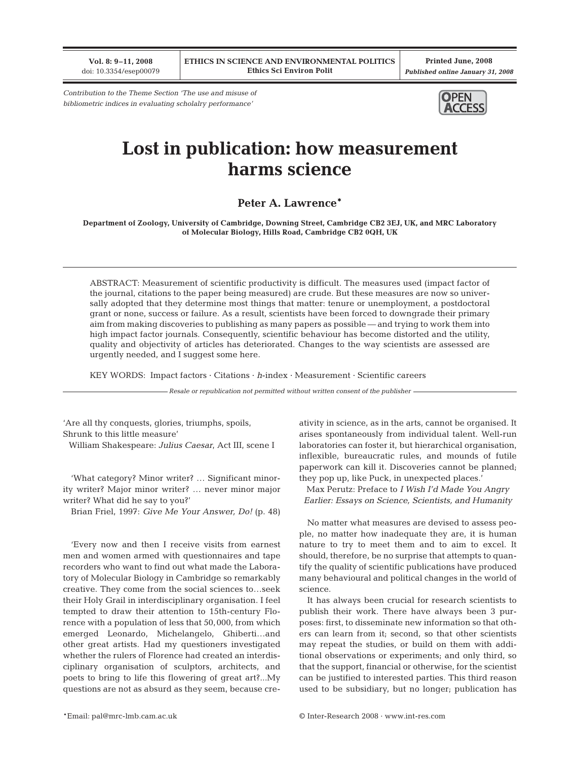*Contribution to the Theme Section 'The use and misuse of bibliometric indices in evaluating scholalry performance'*

# Lost in publication: how measurement harms science

**Peter A. Lawrence***

**Department of Zoology, University of Cambridge, Downing Street, Cambridge CB2 3EJ, UK, and MRC Laboratory of Molecular Biology, Hills Road, Cambridge CB2 0QH, UK**

ABSTRACT: Measurement of scientific productivity is difficult. The measures used (impact factor of the journal, citations to the paper being measured) are crude. But these measures are now so universally adopted that they determine most things that matter: tenure or unemployment, a postdoctoral grant or none, success or failure. As a result, scientists have been forced to downgrade their primary aim from making discoveries to publishing as many papers as possible — and trying to work them into high impact factor journals. Consequently, scientific behaviour has become distorted and the utility, quality and objectivity of articles has deteriorated. Changes to the way scientists are assessed are urgently needed, and I suggest some here.

KEY WORDS: Impact factors · Citations · *h*-index · Measurement · Scientific careers

*Resale or republication not permitted without written consent of the publisher*

'Are all thy conquests, glories, triumphs, spoils,
Shrunk to this little measure'
William Shakespeare: *Julius Caesar*, Act III, scene I

'What category? Minor writer? … Significant minority writer? Major minor writer? … never minor major writer? What did he say to you?'
Brian Friel, 1997: *Give Me Your Answer, Do!* (p. 48)

'Every now and then I receive visits from earnest men and women armed with questionnaires and tape recorders who want to find out what made the Laboratory of Molecular Biology in Cambridge so remarkably creative. They come from the social sciences to…seek their Holy Grail in interdisciplinary organisation. I feel tempted to draw their attention to 15th-century Florence with a population of less that 50,000, from which emerged Leonardo, Michelangelo, Ghiberti…and other great artists. Had my questioners investigated whether the rulers of Florence had created an interdisciplinary organisation of sculptors, architects, and poets to bring to life this flowering of great art?...My questions are not as absurd as they seem, because creativity in science, as in the arts, cannot be organised. It arises spontaneously from individual talent. Well-run laboratories can foster it, but hierarchical organisation, inflexible, bureaucratic rules, and mounds of futile paperwork can kill it. Discoveries cannot be planned; they pop up, like Puck, in unexpected places.'
Max Perutz: Preface to *I Wish I'd Made You Angry Earlier: Essays on Science, Scientists, and Humanity*

No matter what measures are devised to assess people, no matter how inadequate they are, it is human nature to try to meet them and to aim to excel. It should, therefore, be no surprise that attempts to quantify the quality of scientific publications have produced many behavioural and political changes in the world of science.

It has always been crucial for research scientists to publish their work. There have always been 3 purposes: first, to disseminate new information so that others can learn from it; second, so that other scientists may repeat the studies, or build on them with additional observations or experiments; and only third, so that the support, financial or otherwise, for the scientist can be justified to interested parties. This third reason used to be subsidiary, but no longer; publication has

*Email: pal@mrc-lmb.cam.ac.uk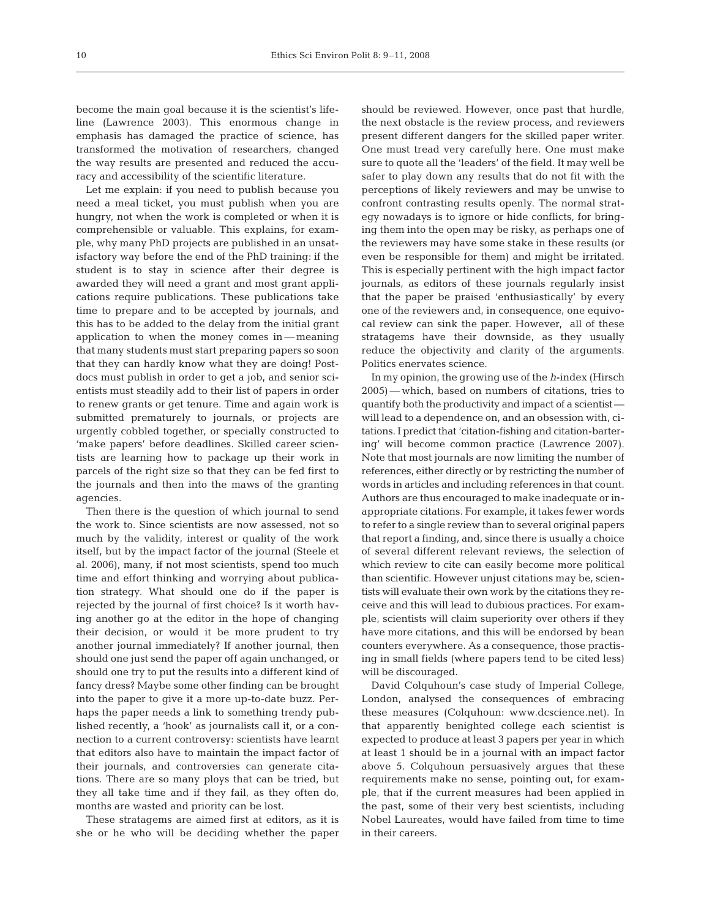become the main goal because it is the scientist's lifeline (Lawrence 2003). This enormous change in emphasis has damaged the practice of science, has transformed the motivation of researchers, changed the way results are presented and reduced the accuracy and accessibility of the scientific literature.

Let me explain: if you need to publish because you need a meal ticket, you must publish when you are hungry, not when the work is completed or when it is comprehensible or valuable. This explains, for example, why many PhD projects are published in an unsatisfactory way before the end of the PhD training: if the student is to stay in science after their degree is awarded they will need a grant and most grant applications require publications. These publications take time to prepare and to be accepted by journals, and this has to be added to the delay from the initial grant application to when the money comes in — meaning that many students must start preparing papers so soon that they can hardly know what they are doing! Postdocs must publish in order to get a job, and senior scientists must steadily add to their list of papers in order to renew grants or get tenure. Time and again work is submitted prematurely to journals, or projects are urgently cobbled together, or specially constructed to 'make papers' before deadlines. Skilled career scientists are learning how to package up their work in parcels of the right size so that they can be fed first to the journals and then into the maws of the granting agencies.

Then there is the question of which journal to send the work to. Since scientists are now assessed, not so much by the validity, interest or quality of the work itself, but by the impact factor of the journal (Steele et al. 2006), many, if not most scientists, spend too much time and effort thinking and worrying about publication strategy. What should one do if the paper is rejected by the journal of first choice? Is it worth having another go at the editor in the hope of changing their decision, or would it be more prudent to try another journal immediately? If another journal, then should one just send the paper off again unchanged, or should one try to put the results into a different kind of fancy dress? Maybe some other finding can be brought into the paper to give it a more up-to-date buzz. Perhaps the paper needs a link to something trendy published recently, a 'hook' as journalists call it, or a connection to a current controversy: scientists have learnt that editors also have to maintain the impact factor of their journals, and controversies can generate citations. There are so many ploys that can be tried, but they all take time and if they fail, as they often do, months are wasted and priority can be lost.

These stratagems are aimed first at editors, as it is she or he who will be deciding whether the paper should be reviewed. However, once past that hurdle, the next obstacle is the review process, and reviewers present different dangers for the skilled paper writer. One must tread very carefully here. One must make sure to quote all the 'leaders' of the field. It may well be safer to play down any results that do not fit with the perceptions of likely reviewers and may be unwise to confront contrasting results openly. The normal strategy nowadays is to ignore or hide conflicts, for bringing them into the open may be risky, as perhaps one of the reviewers may have some stake in these results (or even be responsible for them) and might be irritated. This is especially pertinent with the high impact factor journals, as editors of these journals regularly insist that the paper be praised 'enthusiastically' by every one of the reviewers and, in consequence, one equivocal review can sink the paper. However, all of these stratagems have their downside, as they usually reduce the objectivity and clarity of the arguments. Politics enervates science.

In my opinion, the growing use of the *h*-index (Hirsch 2005) — which, based on numbers of citations, tries to quantify both the productivity and impact of a scientist — will lead to a dependence on, and an obsession with, citations. I predict that 'citation-fishing and citation-bartering' will become common practice (Lawrence 2007). Note that most journals are now limiting the number of references, either directly or by restricting the number of words in articles and including references in that count. Authors are thus encouraged to make inadequate or inappropriate citations. For example, it takes fewer words to refer to a single review than to several original papers that report a finding, and, since there is usually a choice of several different relevant reviews, the selection of which review to cite can easily become more political than scientific. However unjust citations may be, scientists will evaluate their own work by the citations they receive and this will lead to dubious practices. For example, scientists will claim superiority over others if they have more citations, and this will be endorsed by bean counters everywhere. As a consequence, those practising in small fields (where papers tend to be cited less) will be discouraged.

David Colquhoun's case study of Imperial College, London, analysed the consequences of embracing these measures (Colquhoun: www.dcscience.net). In that apparently benighted college each scientist is expected to produce at least 3 papers per year in which at least 1 should be in a journal with an impact factor above 5. Colquhoun persuasively argues that these requirements make no sense, pointing out, for example, that if the current measures had been applied in the past, some of their very best scientists, including Nobel Laureates, would have failed from time to time in their careers.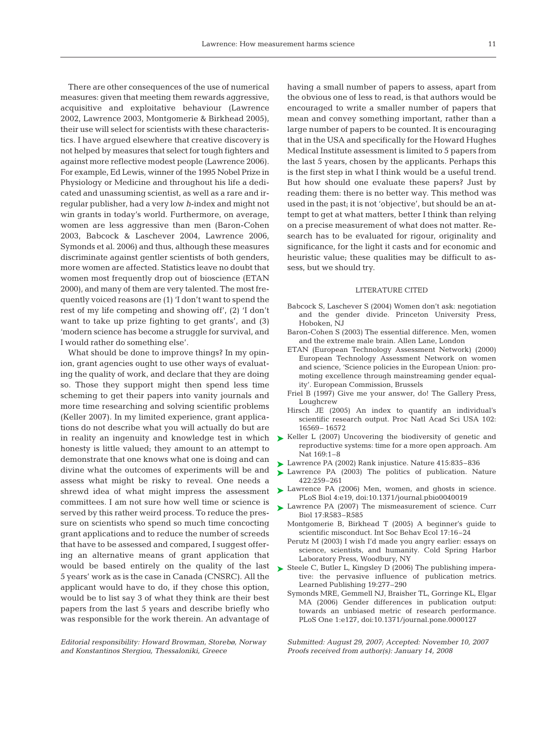There are other consequences of the use of numerical measures: given that meeting them rewards aggressive, acquisitive and exploitative behaviour (Lawrence 2002, Lawrence 2003, Montgomerie & Birkhead 2005), their use will select for scientists with these characteristics. I have argued elsewhere that creative discovery is not helped by measures that select for tough fighters and against more reflective modest people (Lawrence 2006). For example, Ed Lewis, winner of the 1995 Nobel Prize in Physiology or Medicine and throughout his life a dedicated and unassuming scientist, as well as a rare and irregular publisher, had a very low *h*-index and might not win grants in today's world. Furthermore, on average, women are less aggressive than men (Baron-Cohen 2003, Babcock & Laschever 2004, Lawrence 2006, Symonds et al. 2006) and thus, although these measures discriminate against gentler scientists of both genders, more women are affected. Statistics leave no doubt that women most frequently drop out of bioscience (ETAN 2000), and many of them are very talented. The most frequently voiced reasons are (1) 'I don't want to spend the rest of my life competing and showing off', (2) 'I don't want to take up prize fighting to get grants', and (3) 'modern science has become a struggle for survival, and I would rather do something else'.

What should be done to improve things? In my opinion, grant agencies ought to use other ways of evaluating the quality of work, and declare that they are doing so. Those they support might then spend less time scheming to get their papers into vanity journals and more time researching and solving scientific problems (Keller 2007). In my limited experience, grant applications do not describe what you will actually do but are in reality an ingenuity and knowledge test in which honesty is little valued; they amount to an attempt to demonstrate that one knows what one is doing and can divine what the outcomes of experiments will be and assess what might be risky to reveal. One needs a shrewd idea of what might impress the assessment committees. I am not sure how well time or science is served by this rather weird process. To reduce the pressure on scientists who spend so much time concocting grant applications and to reduce the number of screeds that have to be assessed and compared, I suggest offering an alternative means of grant application that would be based entirely on the quality of the last 5 years' work as is the case in Canada (CNSRC). All the applicant would have to do, if they chose this option, would be to list say 3 of what they think are their best papers from the last 5 years and describe briefly who was responsible for the work therein. An advantage of having a small number of papers to assess, apart from the obvious one of less to read, is that authors would be encouraged to write a smaller number of papers that mean and convey something important, rather than a large number of papers to be counted. It is encouraging that in the USA and specifically for the Howard Hughes Medical Institute assessment is limited to 5 papers from the last 5 years, chosen by the applicants. Perhaps this is the first step in what I think would be a useful trend. But how should one evaluate these papers? Just by reading them: there is no better way. This method was used in the past; it is not 'objective', but should be an attempt to get at what matters, better I think than relying on a precise measurement of what does not matter. Research has to be evaluated for rigour, originality and significance, for the light it casts and for economic and heuristic value; these qualities may be difficult to assess, but we should try.

## LITERATURE CITED

- Babcock S, Laschever S (2004) Women don't ask: negotiation and the gender divide. Princeton University Press, Hoboken, NJ
- Baron-Cohen S (2003) The essential difference. Men, women and the extreme male brain. Allen Lane, London
- ETAN (European Technology Assessment Network) (2000) European Technology Assessment Network on women and science, 'Science policies in the European Union: promoting excellence through mainstreaming gender equality'. European Commission, Brussels
- Friel B (1997) Give me your answer, do! The Gallery Press, Loughcrew
- Hirsch JE (2005) An index to quantify an individual's scientific research output. Proc Natl Acad Sci USA 102: 16569–16572
- Keller L (2007) Uncovering the biodiversity of genetic and reproductive systems: time for a more open approach. Am Nat 169:1–8
- Lawrence PA (2002) Rank injustice. Nature 415:835–836
- Lawrence PA (2003) The politics of publication. Nature 422:259–261
- Lawrence PA (2006) Men, women, and ghosts in science. PLoS Biol 4:e19, doi:10.1371/journal.pbio0040019
- Lawrence PA (2007) The mismeasurement of science. Curr Biol 17:R583–R585
- Montgomerie B, Birkhead T (2005) A beginner's guide to scientific misconduct. Int Soc Behav Ecol 17:16–24
- Perutz M (2003) I wish I'd made you angry earlier: essays on science, scientists, and humanity. Cold Spring Harbor Laboratory Press, Woodbury, NY
- Steele C, Butler L, Kingsley D (2006) The publishing imperative: the pervasive influence of publication metrics. Learned Publishing 19:277–290
- Symonds MRE, Gemmell NJ, Braisher TL, Gorringe KL, Elgar MA (2006) Gender differences in publication output: towards an unbiased metric of research performance. PLoS One 1:e127, doi:10.1371/journal.pone.0000127

*Editorial responsibility: Howard Browman, Storebø, Norway and Konstantinos Stergiou, Thessaloniki, Greece*

*Submitted: August 29, 2007; Accepted: November 10, 2007*
*Proofs received from author(s): January 14, 2008*